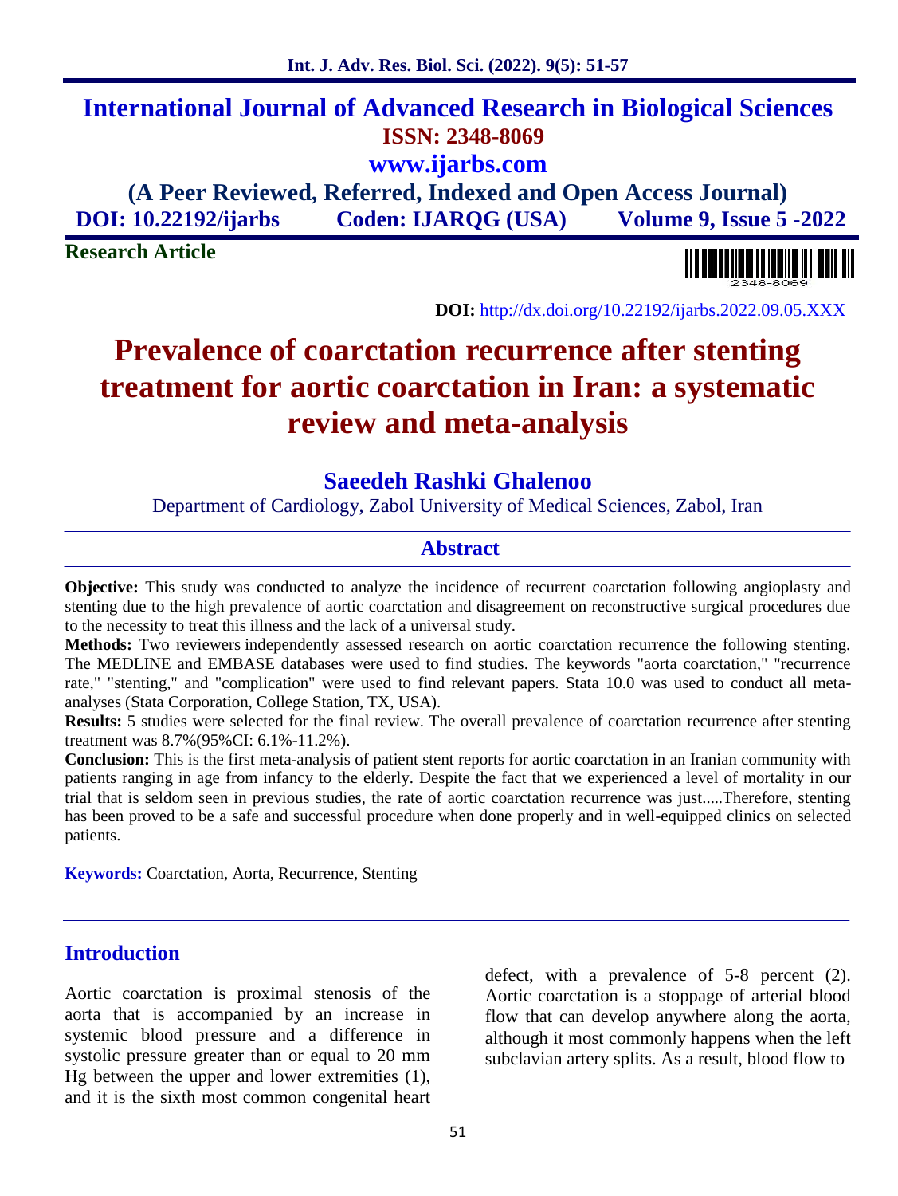# International Journal of Advanced Research in Biological Sciences

**ISSN: 2348-8069**

**www.ijarbs.com**

**(A Peer Reviewed, Referred, Indexed and Open Access Journal)**

**DOI: 10.22192/ijarbs Coden: IJARQG (USA) Volume 9, Issue 5 -2022**

**Research Article**

**DOI:** http://dx.doi.org/10.22192/ijarbs.2022.09.05.XXX

# Prevalence of coarctation recurrence after stenting treatment for aortic coarctation in Iran: a systematic review and meta-analysis

## Saeedeh Rashki Ghalenoo

Department of Cardiology, Zabol University of Medical Sciences, Zabol, Iran

## Abstract

**Objective:** This study was conducted to analyze the incidence of recurrent coarctation following angioplasty and stenting due to the high prevalence of aortic coarctation and disagreement on reconstructive surgical procedures due to the necessity to treat this illness and the lack of a universal study.

**Methods:** Two reviewers independently assessed research on aortic coarctation recurrence the following stenting. The MEDLINE and EMBASE databases were used to find studies. The keywords "aorta coarctation," "recurrence rate," "stenting," and "complication" were used to find relevant papers. Stata 10.0 was used to conduct all meta-analyses (Stata Corporation, College Station, TX, USA).

**Results:** 5 studies were selected for the final review. The overall prevalence of coarctation recurrence after stenting treatment was 8.7%(95%CI: 6.1%-11.2%).

**Conclusion:** This is the first meta-analysis of patient stent reports for aortic coarctation in an Iranian community with patients ranging in age from infancy to the elderly. Despite the fact that we experienced a level of mortality in our trial that is seldom seen in previous studies, the rate of aortic coarctation recurrence was just.....Therefore, stenting has been proved to be a safe and successful procedure when done properly and in well-equipped clinics on selected patients.

**Keywords:** Coarctation, Aorta, Recurrence, Stenting

## Introduction

Aortic coarctation is proximal stenosis of the aorta that is accompanied by an increase in systemic blood pressure and a difference in systolic pressure greater than or equal to 20 mm Hg between the upper and lower extremities (1), and it is the sixth most common congenital heart defect, with a prevalence of 5-8 percent (2). Aortic coarctation is a stoppage of arterial blood flow that can develop anywhere along the aorta, although it most commonly happens when the left subclavian artery splits. As a result, blood flow to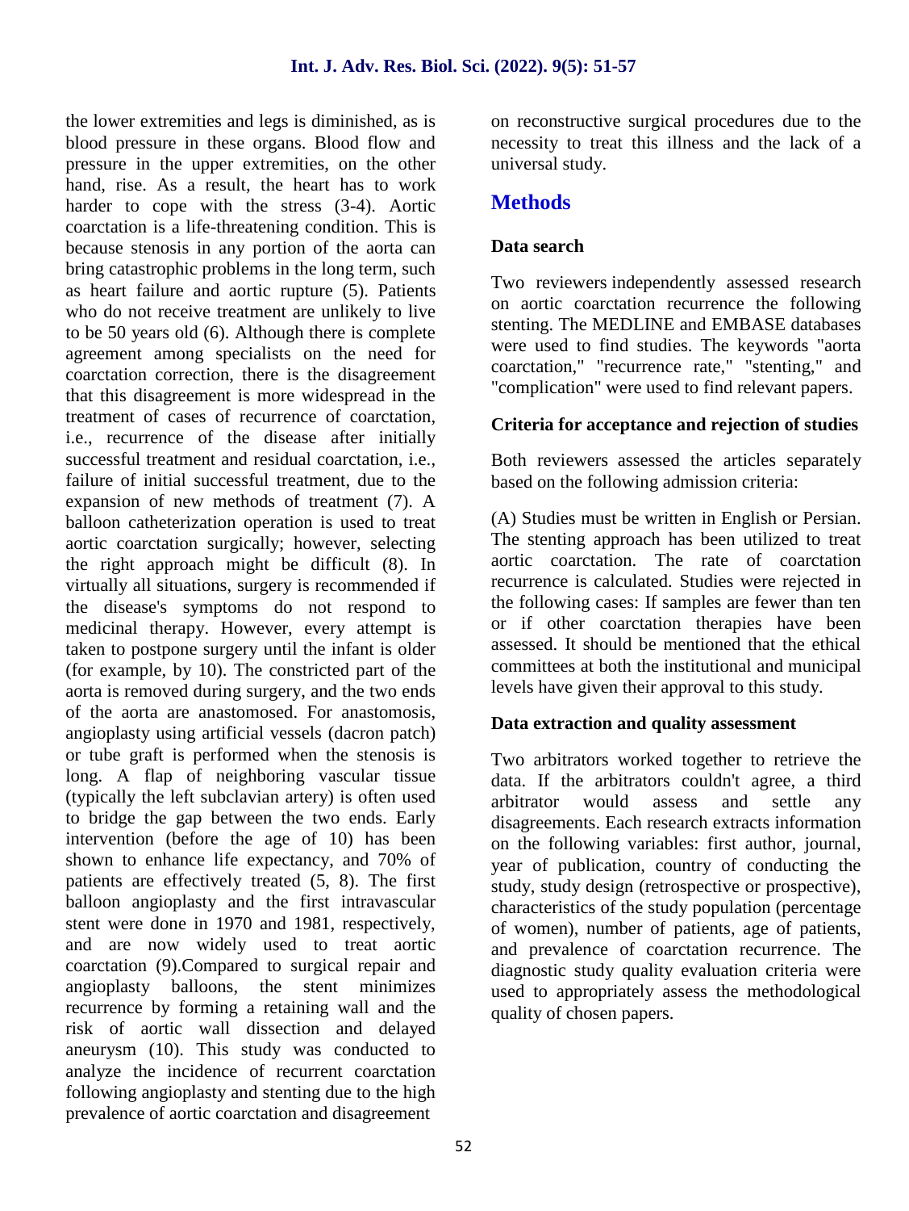the lower extremities and legs is diminished, as is blood pressure in these organs. Blood flow and pressure in the upper extremities, on the other hand, rise. As a result, the heart has to work harder to cope with the stress (3-4). Aortic coarctation is a life-threatening condition. This is because stenosis in any portion of the aorta can bring catastrophic problems in the long term, such as heart failure and aortic rupture (5). Patients who do not receive treatment are unlikely to live to be 50 years old (6). Although there is complete agreement among specialists on the need for coarctation correction, there is the disagreement that this disagreement is more widespread in the treatment of cases of recurrence of coarctation, i.e., recurrence of the disease after initially successful treatment and residual coarctation, i.e., failure of initial successful treatment, due to the expansion of new methods of treatment (7). A balloon catheterization operation is used to treat aortic coarctation surgically; however, selecting the right approach might be difficult (8). In virtually all situations, surgery is recommended if the disease's symptoms do not respond to medicinal therapy. However, every attempt is taken to postpone surgery until the infant is older (for example, by 10). The constricted part of the aorta is removed during surgery, and the two ends of the aorta are anastomosed. For anastomosis, angioplasty using artificial vessels (dacron patch) or tube graft is performed when the stenosis is long. A flap of neighboring vascular tissue (typically the left subclavian artery) is often used to bridge the gap between the two ends. Early intervention (before the age of 10) has been shown to enhance life expectancy, and 70% of patients are effectively treated (5, 8). The first balloon angioplasty and the first intravascular stent were done in 1970 and 1981, respectively, and are now widely used to treat aortic coarctation (9).Compared to surgical repair and angioplasty balloons, the stent minimizes recurrence by forming a retaining wall and the risk of aortic wall dissection and delayed aneurysm (10). This study was conducted to analyze the incidence of recurrent coarctation following angioplasty and stenting due to the high prevalence of aortic coarctation and disagreement on reconstructive surgical procedures due to the necessity to treat this illness and the lack of a universal study.

## Methods

### Data search

Two reviewers independently assessed research on aortic coarctation recurrence the following stenting. The MEDLINE and EMBASE databases were used to find studies. The keywords "aorta coarctation," "recurrence rate," "stenting," and "complication" were used to find relevant papers.

### Criteria for acceptance and rejection of studies

Both reviewers assessed the articles separately based on the following admission criteria:

(A) Studies must be written in English or Persian. The stenting approach has been utilized to treat aortic coarctation. The rate of coarctation recurrence is calculated. Studies were rejected in the following cases: If samples are fewer than ten or if other coarctation therapies have been assessed. It should be mentioned that the ethical committees at both the institutional and municipal levels have given their approval to this study.

### Data extraction and quality assessment

Two arbitrators worked together to retrieve the data. If the arbitrators couldn't agree, a third arbitrator would assess and settle any disagreements. Each research extracts information on the following variables: first author, journal, year of publication, country of conducting the study, study design (retrospective or prospective), characteristics of the study population (percentage of women), number of patients, age of patients, and prevalence of coarctation recurrence. The diagnostic study quality evaluation criteria were used to appropriately assess the methodological quality of chosen papers.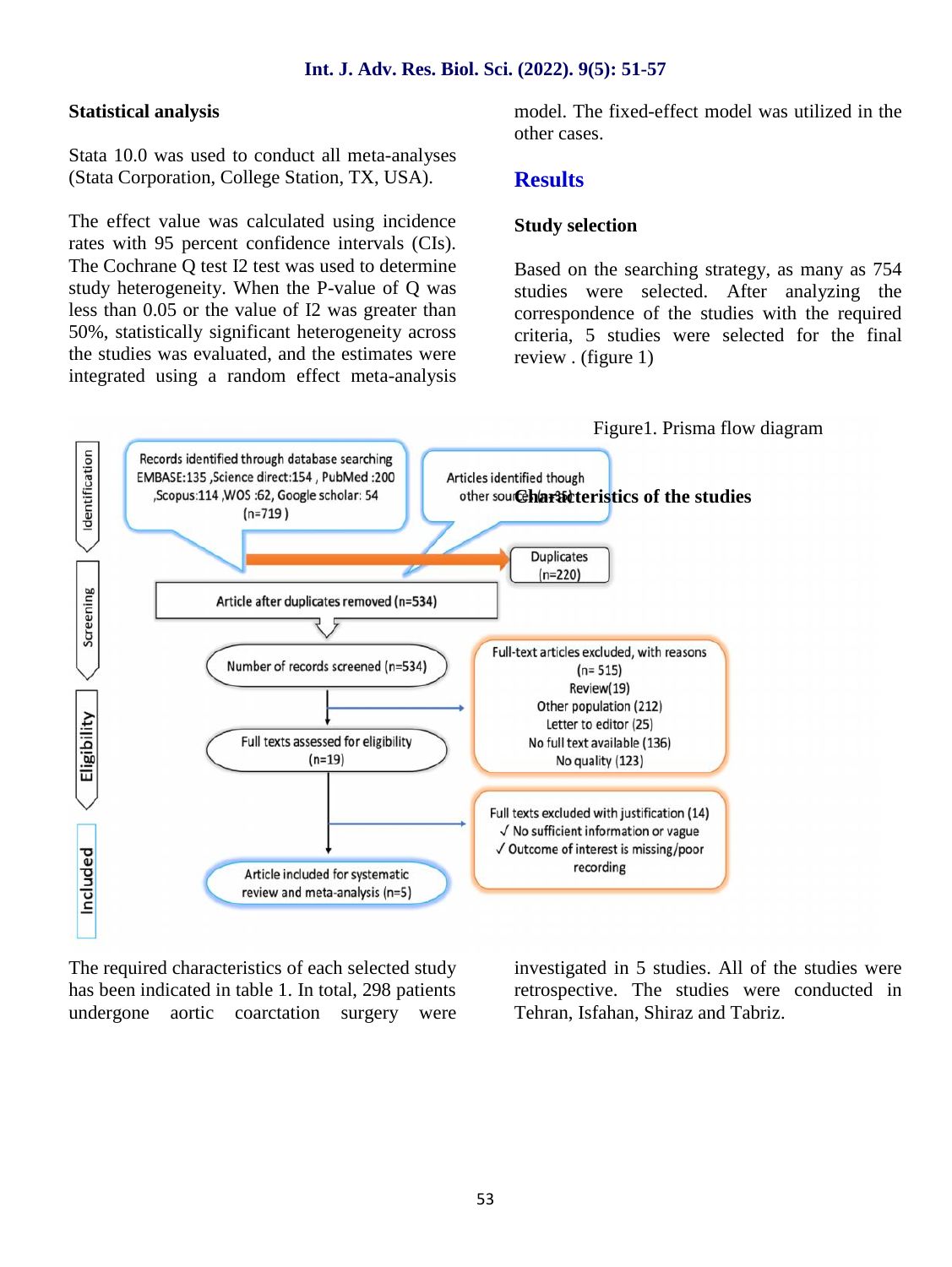### Statistical analysis

Stata 10.0 was used to conduct all meta-analyses (Stata Corporation, College Station, TX, USA).

The effect value was calculated using incidence rates with 95 percent confidence intervals (CIs). The Cochrane Q test I2 test was used to determine study heterogeneity. When the P-value of Q was less than 0.05 or the value of I2 was greater than 50%, statistically significant heterogeneity across the studies was evaluated, and the estimates were integrated using a random effect meta-analysis model. The fixed-effect model was utilized in the other cases.

## Results

### Study selection

Based on the searching strategy, as many as 754 studies were selected. After analyzing the correspondence of the studies with the required criteria, 5 studies were selected for the final review . (figure 1)

Figure1. Prisma flow diagram

Identification:
- Records identified through database searching EMBASE:135 ,Science direct:154 , PubMed :200 ,Scopus:114 ,WOS :62, Google scholar: 54 (n=719 )
- Articles identified though other sources (n=35)
- Duplicates (n=220)

Screening:
- Article after duplicates removed (n=534)
- Number of records screened (n=534)
- Full-text articles excluded, with reasons (n= 515): Review(19), Other population (212), Letter to editor (25), No full text available (136), No quality (123)

Eligibility:
- Full texts assessed for eligibility (n=19)
- Full texts excluded with justification (14): ✓ No sufficient information or vague; ✓ Outcome of interest is missing/poor recording

Included:
- Article included for systematic review and meta-analysis (n=5)

### Characteristics of the studies

The required characteristics of each selected study has been indicated in table 1. In total, 298 patients undergone aortic coarctation surgery were investigated in 5 studies. All of the studies were retrospective. The studies were conducted in Tehran, Isfahan, Shiraz and Tabriz.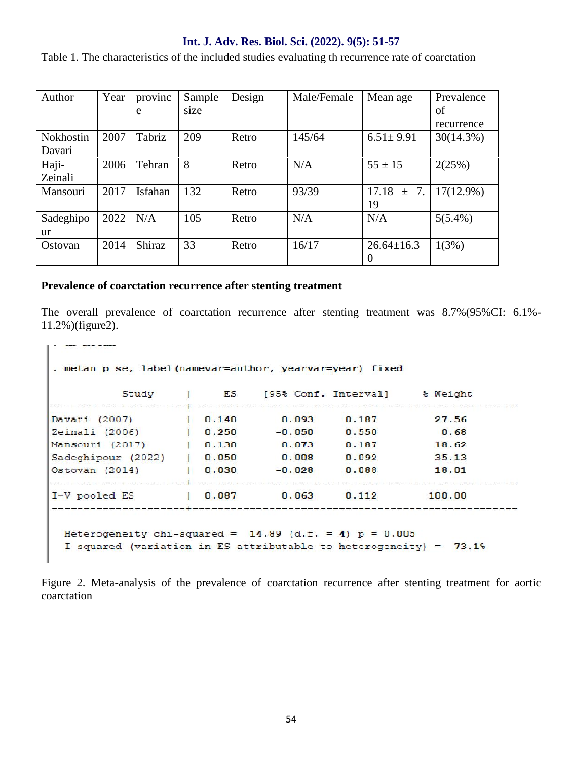Table 1. The characteristics of the included studies evaluating th recurrence rate of coarctation

| Author | Year | province | Sample size | Design | Male/Female | Mean age | Prevalence of recurrence |
|---|---|---|---|---|---|---|---|
| Nokhostin Davari | 2007 | Tabriz | 209 | Retro | 145/64 | 6.51± 9.91 | 30(14.3%) |
| Haji-Zeinali | 2006 | Tehran | 8 | Retro | N/A | 55 ± 15 | 2(25%) |
| Mansouri | 2017 | Isfahan | 132 | Retro | 93/39 | 17.18 ± 7.19 | 17(12.9%) |
| Sadeghipour | 2022 | N/A | 105 | Retro | N/A | N/A | 5(5.4%) |
| Ostovan | 2014 | Shiraz | 33 | Retro | 16/17 | 26.64±16.30 | 1(3%) |

**Prevalence of coarctation recurrence after stenting treatment**

The overall prevalence of coarctation recurrence after stenting treatment was 8.7%(95%CI: 6.1%-11.2%)(figure2).

```
. metan p se, label(namevar=author, yearvar=year) fixed

           Study     |     ES    [95% Conf. Interval]     % Weight
---------------------+---------------------------------------------------
Davari (2007)        |  0.140       0.093     0.187         27.56
Zeinali (2006)       |  0.250      -0.050     0.550          0.68
Mansouri (2017)      |  0.130       0.073     0.187         18.62
Sadeghipour (2022)   |  0.050       0.008     0.092         35.13
Ostovan (2014)       |  0.030      -0.028     0.088         18.01
---------------------+---------------------------------------------------
I-V pooled ES        |  0.087       0.063     0.112        100.00
---------------------+---------------------------------------------------

  Heterogeneity chi-squared =  14.89 (d.f. = 4) p = 0.005
  I-squared (variation in ES attributable to heterogeneity) =  73.1%
```

Figure 2. Meta-analysis of the prevalence of coarctation recurrence after stenting treatment for aortic coarctation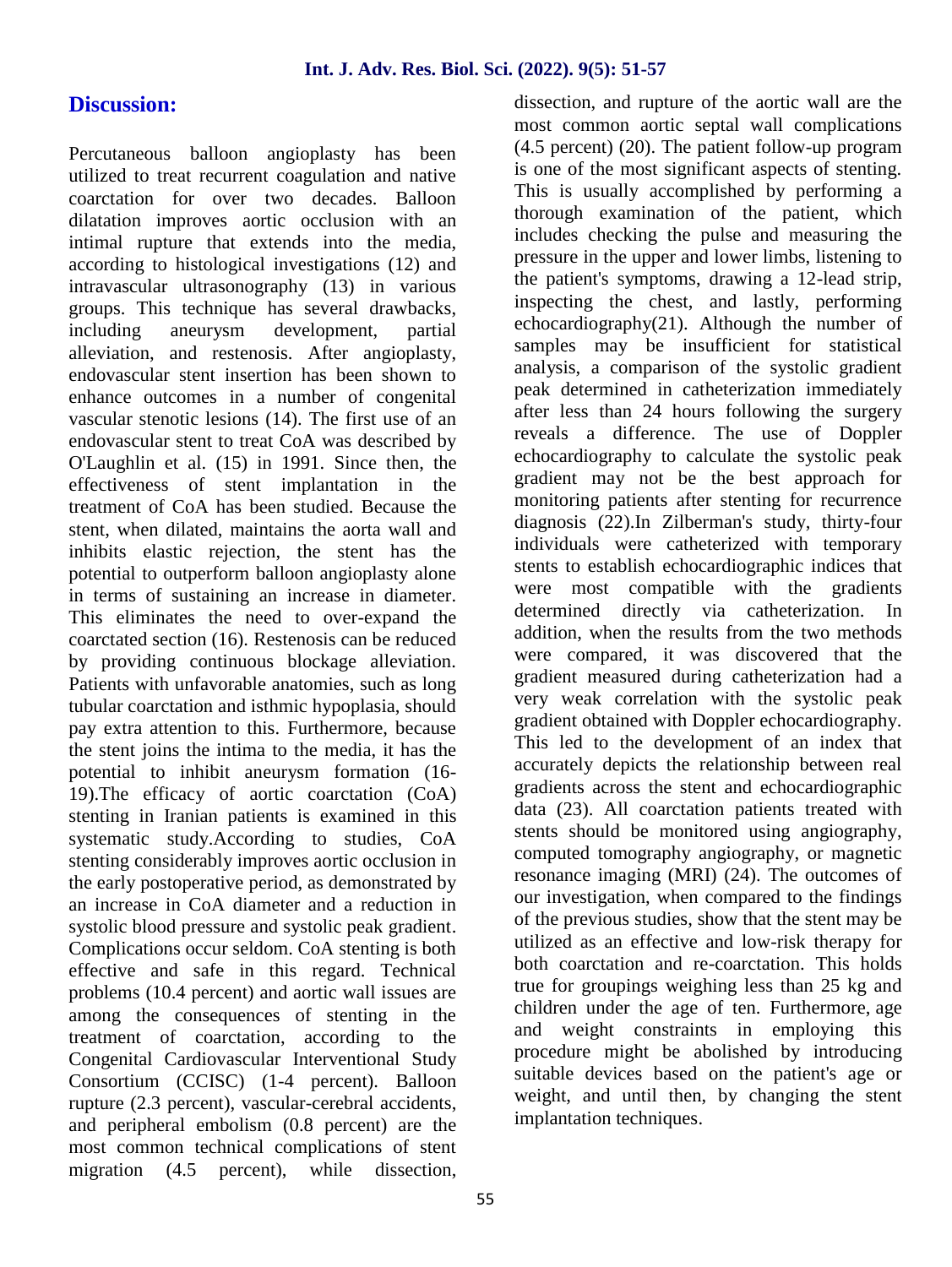## Discussion:

Percutaneous balloon angioplasty has been utilized to treat recurrent coagulation and native coarctation for over two decades. Balloon dilatation improves aortic occlusion with an intimal rupture that extends into the media, according to histological investigations (12) and intravascular ultrasonography (13) in various groups. This technique has several drawbacks, including aneurysm development, partial alleviation, and restenosis. After angioplasty, endovascular stent insertion has been shown to enhance outcomes in a number of congenital vascular stenotic lesions (14). The first use of an endovascular stent to treat CoA was described by O'Laughlin et al. (15) in 1991. Since then, the effectiveness of stent implantation in the treatment of CoA has been studied. Because the stent, when dilated, maintains the aorta wall and inhibits elastic rejection, the stent has the potential to outperform balloon angioplasty alone in terms of sustaining an increase in diameter. This eliminates the need to over-expand the coarctated section (16). Restenosis can be reduced by providing continuous blockage alleviation. Patients with unfavorable anatomies, such as long tubular coarctation and isthmic hypoplasia, should pay extra attention to this. Furthermore, because the stent joins the intima to the media, it has the potential to inhibit aneurysm formation (16-19).The efficacy of aortic coarctation (CoA) stenting in Iranian patients is examined in this systematic study.According to studies, CoA stenting considerably improves aortic occlusion in the early postoperative period, as demonstrated by an increase in CoA diameter and a reduction in systolic blood pressure and systolic peak gradient. Complications occur seldom. CoA stenting is both effective and safe in this regard. Technical problems (10.4 percent) and aortic wall issues are among the consequences of stenting in the treatment of coarctation, according to the Congenital Cardiovascular Interventional Study Consortium (CCISC) (1-4 percent). Balloon rupture (2.3 percent), vascular-cerebral accidents, and peripheral embolism (0.8 percent) are the most common technical complications of stent migration (4.5 percent), while dissection, dissection, and rupture of the aortic wall are the most common aortic septal wall complications (4.5 percent) (20). The patient follow-up program is one of the most significant aspects of stenting. This is usually accomplished by performing a thorough examination of the patient, which includes checking the pulse and measuring the pressure in the upper and lower limbs, listening to the patient's symptoms, drawing a 12-lead strip, inspecting the chest, and lastly, performing echocardiography(21). Although the number of samples may be insufficient for statistical analysis, a comparison of the systolic gradient peak determined in catheterization immediately after less than 24 hours following the surgery reveals a difference. The use of Doppler echocardiography to calculate the systolic peak gradient may not be the best approach for monitoring patients after stenting for recurrence diagnosis (22).In Zilberman's study, thirty-four individuals were catheterized with temporary stents to establish echocardiographic indices that were most compatible with the gradients determined directly via catheterization. In addition, when the results from the two methods were compared, it was discovered that the gradient measured during catheterization had a very weak correlation with the systolic peak gradient obtained with Doppler echocardiography. This led to the development of an index that accurately depicts the relationship between real gradients across the stent and echocardiographic data (23). All coarctation patients treated with stents should be monitored using angiography, computed tomography angiography, or magnetic resonance imaging (MRI) (24). The outcomes of our investigation, when compared to the findings of the previous studies, show that the stent may be utilized as an effective and low-risk therapy for both coarctation and re-coarctation. This holds true for groupings weighing less than 25 kg and children under the age of ten. Furthermore, age and weight constraints in employing this procedure might be abolished by introducing suitable devices based on the patient's age or weight, and until then, by changing the stent implantation techniques.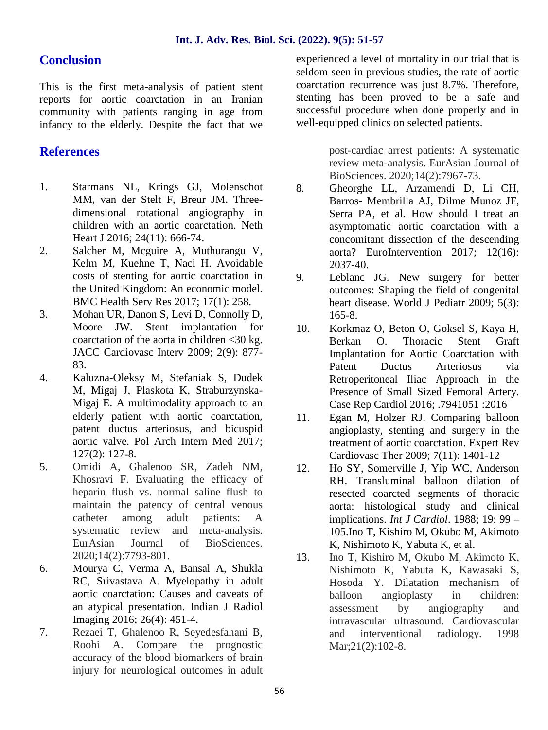## Conclusion

This is the first meta-analysis of patient stent reports for aortic coarctation in an Iranian community with patients ranging in age from infancy to the elderly. Despite the fact that we experienced a level of mortality in our trial that is seldom seen in previous studies, the rate of aortic coarctation recurrence was just 8.7%. Therefore, stenting has been proved to be a safe and successful procedure when done properly and in well-equipped clinics on selected patients.

## References

1. Starmans NL, Krings GJ, Molenschot MM, van der Stelt F, Breur JM. Three-dimensional rotational angiography in children with an aortic coarctation. Neth Heart J 2016; 24(11): 666-74.
2. Salcher M, Mcguire A, Muthurangu V, Kelm M, Kuehne T, Naci H. Avoidable costs of stenting for aortic coarctation in the United Kingdom: An economic model. BMC Health Serv Res 2017; 17(1): 258.
3. Mohan UR, Danon S, Levi D, Connolly D, Moore JW. Stent implantation for coarctation of the aorta in children <30 kg. JACC Cardiovasc Interv 2009; 2(9): 877-83.
4. Kaluzna-Oleksy M, Stefaniak S, Dudek M, Migaj J, Plaskota K, Straburzynska-Migaj E. A multimodality approach to an elderly patient with aortic coarctation, patent ductus arteriosus, and bicuspid aortic valve. Pol Arch Intern Med 2017; 127(2): 127-8.
5. Omidi A, Ghalenoo SR, Zadeh NM, Khosravi F. Evaluating the efficacy of heparin flush vs. normal saline flush to maintain the patency of central venous catheter among adult patients: A systematic review and meta-analysis. EurAsian Journal of BioSciences. 2020;14(2):7793-801.
6. Mourya C, Verma A, Bansal A, Shukla RC, Srivastava A. Myelopathy in adult aortic coarctation: Causes and caveats of an atypical presentation. Indian J Radiol Imaging 2016; 26(4): 451-4.
7. Rezaei T, Ghalenoo R, Seyedesfahani B, Roohi A. Compare the prognostic accuracy of the blood biomarkers of brain injury for neurological outcomes in adult post-cardiac arrest patients: A systematic review meta-analysis. EurAsian Journal of BioSciences. 2020;14(2):7967-73.
8. Gheorghe LL, Arzamendi D, Li CH, Barros- Membrilla AJ, Dilme Munoz JF, Serra PA, et al. How should I treat an asymptomatic aortic coarctation with a concomitant dissection of the descending aorta? EuroIntervention 2017; 12(16): 2037-40.
9. Leblanc JG. New surgery for better outcomes: Shaping the field of congenital heart disease. World J Pediatr 2009; 5(3): 165-8.
10. Korkmaz O, Beton O, Goksel S, Kaya H, Berkan O. Thoracic Stent Graft Implantation for Aortic Coarctation with Patent Ductus Arteriosus via Retroperitoneal Iliac Approach in the Presence of Small Sized Femoral Artery. Case Rep Cardiol 2016; .7941051 :2016
11. Egan M, Holzer RJ. Comparing balloon angioplasty, stenting and surgery in the treatment of aortic coarctation. Expert Rev Cardiovasc Ther 2009; 7(11): 1401-12
12. Ho SY, Somerville J, Yip WC, Anderson RH. Transluminal balloon dilation of resected coarcted segments of thoracic aorta: histological study and clinical implications. *Int J Cardiol*. 1988; 19: 99 – 105.Ino T, Kishiro M, Okubo M, Akimoto K, Nishimoto K, Yabuta K, et al.
13. Ino T, Kishiro M, Okubo M, Akimoto K, Nishimoto K, Yabuta K, Kawasaki S, Hosoda Y. Dilatation mechanism of balloon angioplasty in children: assessment by angiography and intravascular ultrasound. Cardiovascular and interventional radiology. 1998 Mar;21(2):102-8.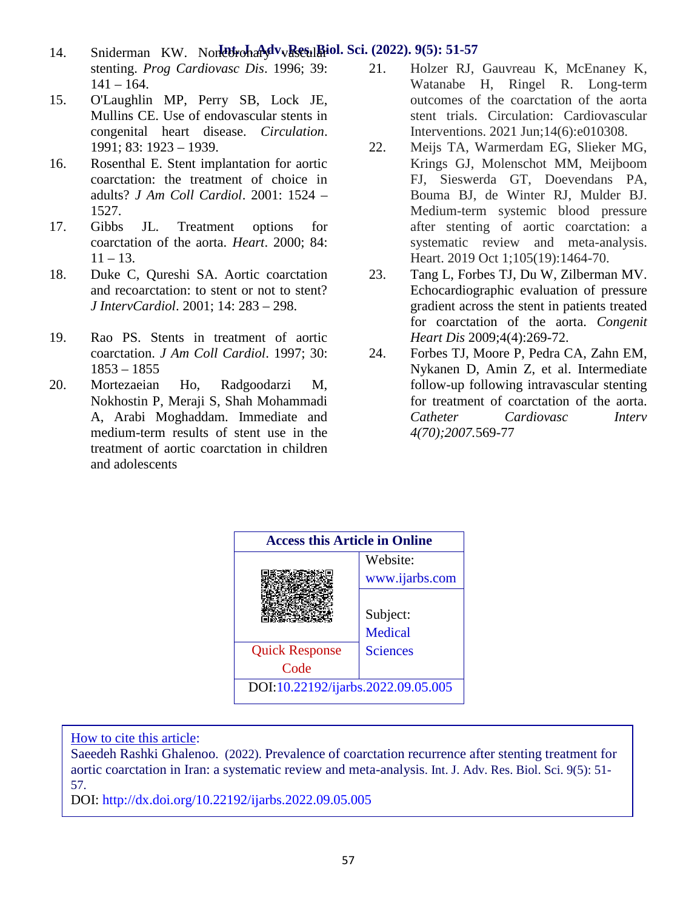14. Sniderman KW. Noncoronary vascular stenting. *Prog Cardiovasc Dis*. 1996; 39: 141 – 164.
15. O'Laughlin MP, Perry SB, Lock JE, Mullins CE. Use of endovascular stents in congenital heart disease. *Circulation*. 1991; 83: 1923 – 1939.
16. Rosenthal E. Stent implantation for aortic coarctation: the treatment of choice in adults? *J Am Coll Cardiol*. 2001: 1524 – 1527.
17. Gibbs JL. Treatment options for coarctation of the aorta. *Heart*. 2000; 84: 11 – 13.
18. Duke C, Qureshi SA. Aortic coarctation and recoarctation: to stent or not to stent? *J IntervCardiol*. 2001; 14: 283 – 298.
19. Rao PS. Stents in treatment of aortic coarctation. *J Am Coll Cardiol*. 1997; 30: 1853 – 1855
20. Mortezaeian Ho, Radgoodarzi M, Nokhostin P, Meraji S, Shah Mohammadi A, Arabi Moghaddam. Immediate and medium-term results of stent use in the treatment of aortic coarctation in children and adolescents
21. Holzer RJ, Gauvreau K, McEnaney K, Watanabe H, Ringel R. Long-term outcomes of the coarctation of the aorta stent trials. Circulation: Cardiovascular Interventions. 2021 Jun;14(6):e010308.
22. Meijs TA, Warmerdam EG, Slieker MG, Krings GJ, Molenschot MM, Meijboom FJ, Sieswerda GT, Doevendans PA, Bouma BJ, de Winter RJ, Mulder BJ. Medium-term systemic blood pressure after stenting of aortic coarctation: a systematic review and meta-analysis. Heart. 2019 Oct 1;105(19):1464-70.
23. Tang L, Forbes TJ, Du W, Zilberman MV. Echocardiographic evaluation of pressure gradient across the stent in patients treated for coarctation of the aorta. *Congenit Heart Dis* 2009;4(4):269-72.
24. Forbes TJ, Moore P, Pedra CA, Zahn EM, Nykanen D, Amin Z, et al. Intermediate follow-up following intravascular stenting for treatment of coarctation of the aorta. *Catheter Cardiovasc Interv 4(70);2007.*569-77

| Access this Article in Online | |
|---|---|
| | Website: www.ijarbs.com |
| Quick Response Code | Subject: Medical Sciences |
| DOI:10.22192/ijarbs.2022.09.05.005 | |

How to cite this article:
Saeedeh Rashki Ghalenoo. (2022). Prevalence of coarctation recurrence after stenting treatment for aortic coarctation in Iran: a systematic review and meta-analysis. Int. J. Adv. Res. Biol. Sci. 9(5): 51-57.
DOI: http://dx.doi.org/10.22192/ijarbs.2022.09.05.005